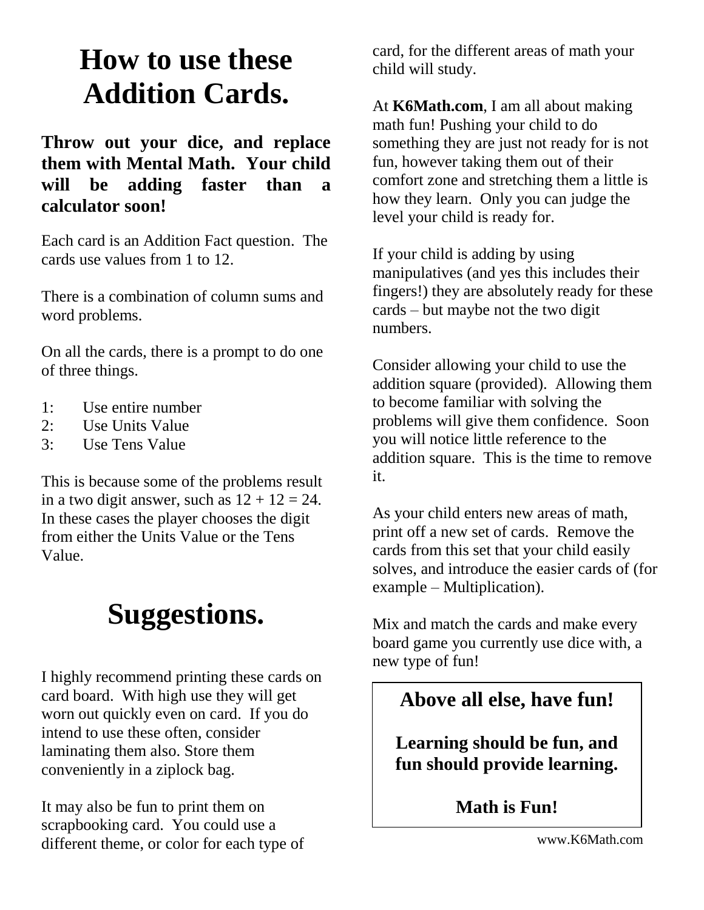# How to use these Addition Cards.

**Throw out your dice, and replace them with Mental Math. Your child will be adding faster than a calculator soon!**

Each card is an Addition Fact question. The cards use values from 1 to 12.

There is a combination of column sums and word problems.

On all the cards, there is a prompt to do one of three things.

1: Use entire number
2: Use Units Value
3: Use Tens Value

This is because some of the problems result in a two digit answer, such as $12 + 12 = 24$. In these cases the player chooses the digit from either the Units Value or the Tens Value.

# Suggestions.

I highly recommend printing these cards on card board. With high use they will get worn out quickly even on card. If you do intend to use these often, consider laminating them also. Store them conveniently in a ziplock bag.

It may also be fun to print them on scrapbooking card. You could use a different theme, or color for each type of card, for the different areas of math your child will study.

At **K6Math.com**, I am all about making math fun! Pushing your child to do something they are just not ready for is not fun, however taking them out of their comfort zone and stretching them a little is how they learn. Only you can judge the level your child is ready for.

If your child is adding by using manipulatives (and yes this includes their fingers!) they are absolutely ready for these cards – but maybe not the two digit numbers.

Consider allowing your child to use the addition square (provided). Allowing them to become familiar with solving the problems will give them confidence. Soon you will notice little reference to the addition square. This is the time to remove it.

As your child enters new areas of math, print off a new set of cards. Remove the cards from this set that your child easily solves, and introduce the easier cards of (for example – Multiplication).

Mix and match the cards and make every board game you currently use dice with, a new type of fun!

**Above all else, have fun!**

**Learning should be fun, and fun should provide learning.**

**Math is Fun!**

www.K6Math.com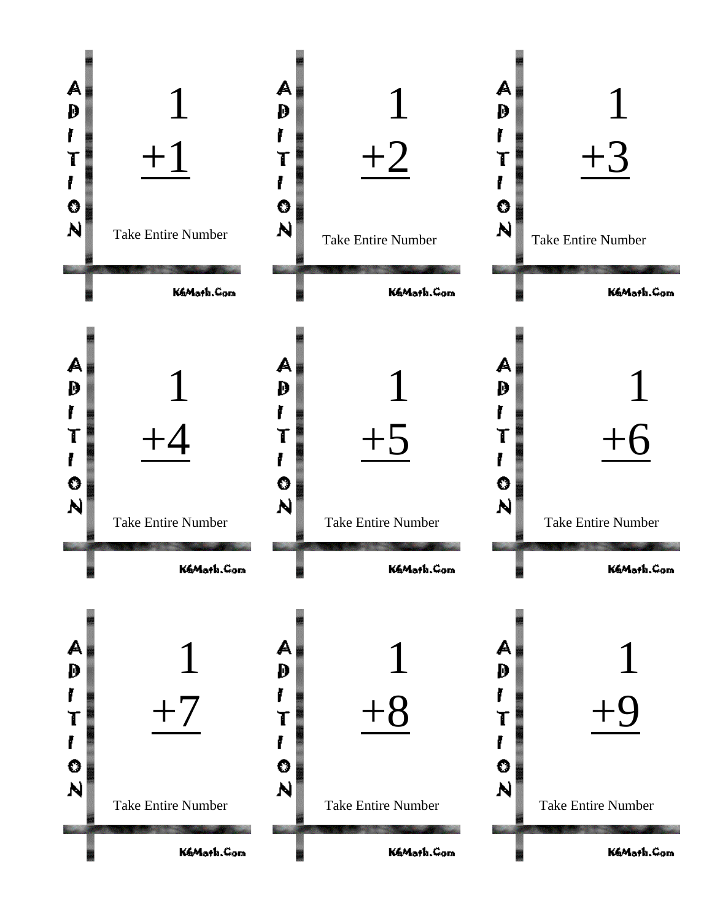ADDITION

$$\begin{array}{r} 1 \\ +1 \\ \hline \end{array}$$

Take Entire Number

K6Math.Com

ADDITION

$$\begin{array}{r} 1 \\ +2 \\ \hline \end{array}$$

Take Entire Number

K6Math.Com

ADDITION

$$\begin{array}{r} 1 \\ +3 \\ \hline \end{array}$$

Take Entire Number

K6Math.Com

ADDITION

$$\begin{array}{r} 1 \\ +4 \\ \hline \end{array}$$

Take Entire Number

K6Math.Com

ADDITION

$$\begin{array}{r} 1 \\ +5 \\ \hline \end{array}$$

Take Entire Number

K6Math.Com

ADDITION

$$\begin{array}{r} 1 \\ +6 \\ \hline \end{array}$$

Take Entire Number

K6Math.Com

ADDITION

$$\begin{array}{r} 1 \\ +7 \\ \hline \end{array}$$

Take Entire Number

K6Math.Com

ADDITION

$$\begin{array}{r} 1 \\ +8 \\ \hline \end{array}$$

Take Entire Number

K6Math.Com

ADDITION

$$\begin{array}{r} 1 \\ +9 \\ \hline \end{array}$$

Take Entire Number

K6Math.Com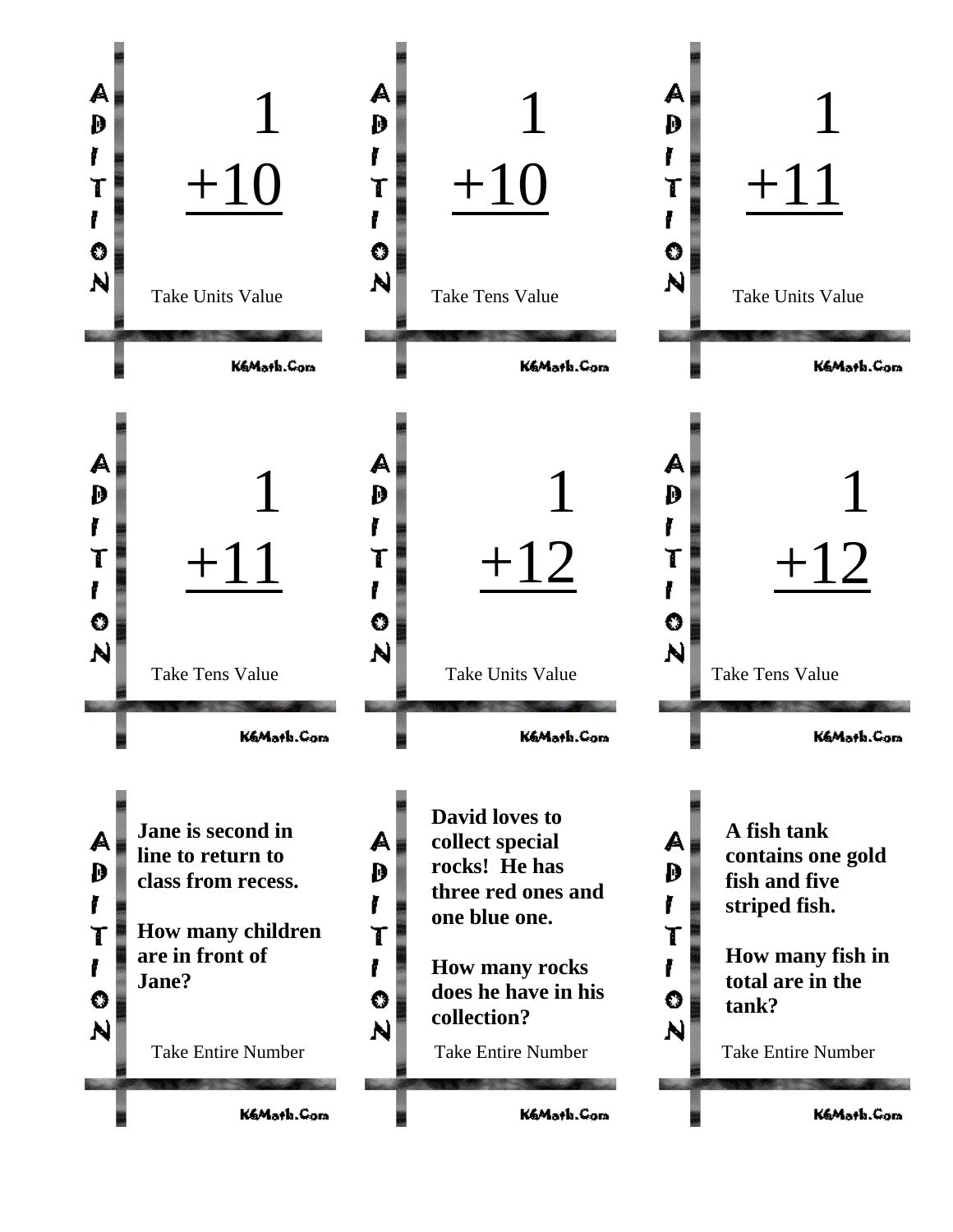ADDITION

$$\begin{array}{r} 1 \\ +10 \\ \hline \end{array}$$

Take Units Value

K6Math.Com

---

ADDITION

$$\begin{array}{r} 1 \\ +10 \\ \hline \end{array}$$

Take Tens Value

K6Math.Com

---

ADDITION

$$\begin{array}{r} 1 \\ +11 \\ \hline \end{array}$$

Take Units Value

K6Math.Com

---

ADDITION

$$\begin{array}{r} 1 \\ +11 \\ \hline \end{array}$$

Take Tens Value

K6Math.Com

---

ADDITION

$$\begin{array}{r} 1 \\ +12 \\ \hline \end{array}$$

Take Units Value

K6Math.Com

---

ADDITION

$$\begin{array}{r} 1 \\ +12 \\ \hline \end{array}$$

Take Tens Value

K6Math.Com

---

ADDITION

**Jane is second in line to return to class from recess.**

**How many children are in front of Jane?**

Take Entire Number

K6Math.Com

---

ADDITION

**David loves to collect special rocks! He has three red ones and one blue one.**

**How many rocks does he have in his collection?**

Take Entire Number

K6Math.Com

---

ADDITION

**A fish tank contains one gold fish and five striped fish.**

**How many fish in total are in the tank?**

Take Entire Number

K6Math.Com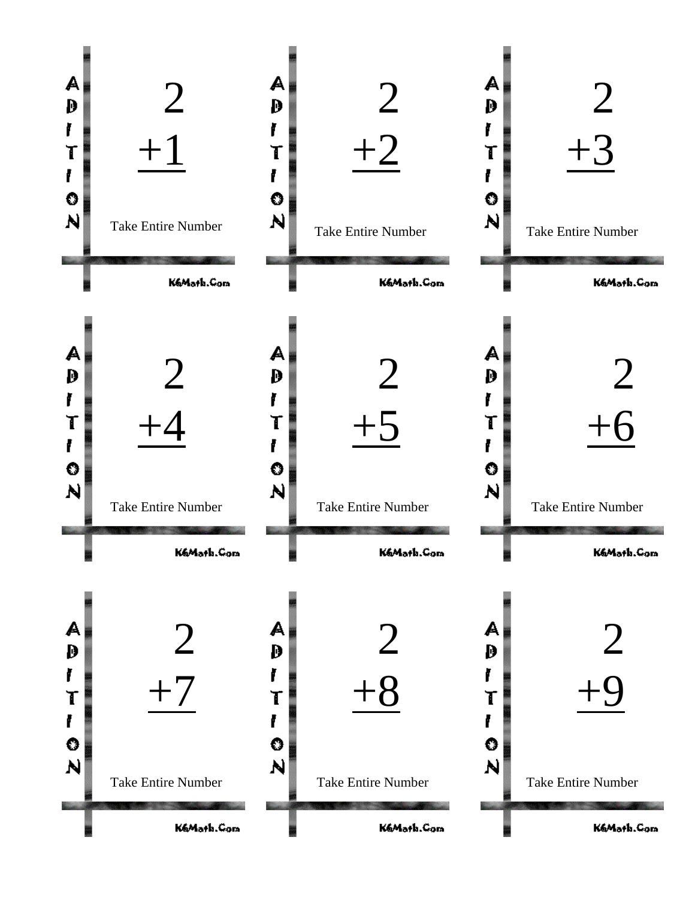ADDITION

$$\begin{array}{r} 2 \\ \underline{+1} \end{array}$$

Take Entire Number

K6Math.Com

ADDITION

$$\begin{array}{r} 2 \\ \underline{+2} \end{array}$$

Take Entire Number

K6Math.Com

ADDITION

$$\begin{array}{r} 2 \\ \underline{+3} \end{array}$$

Take Entire Number

K6Math.Com

ADDITION

$$\begin{array}{r} 2 \\ \underline{+4} \end{array}$$

Take Entire Number

K6Math.Com

ADDITION

$$\begin{array}{r} 2 \\ \underline{+5} \end{array}$$

Take Entire Number

K6Math.Com

ADDITION

$$\begin{array}{r} 2 \\ \underline{+6} \end{array}$$

Take Entire Number

K6Math.Com

ADDITION

$$\begin{array}{r} 2 \\ \underline{+7} \end{array}$$

Take Entire Number

K6Math.Com

ADDITION

$$\begin{array}{r} 2 \\ \underline{+8} \end{array}$$

Take Entire Number

K6Math.Com

ADDITION

$$\begin{array}{r} 2 \\ \underline{+9} \end{array}$$

Take Entire Number

K6Math.Com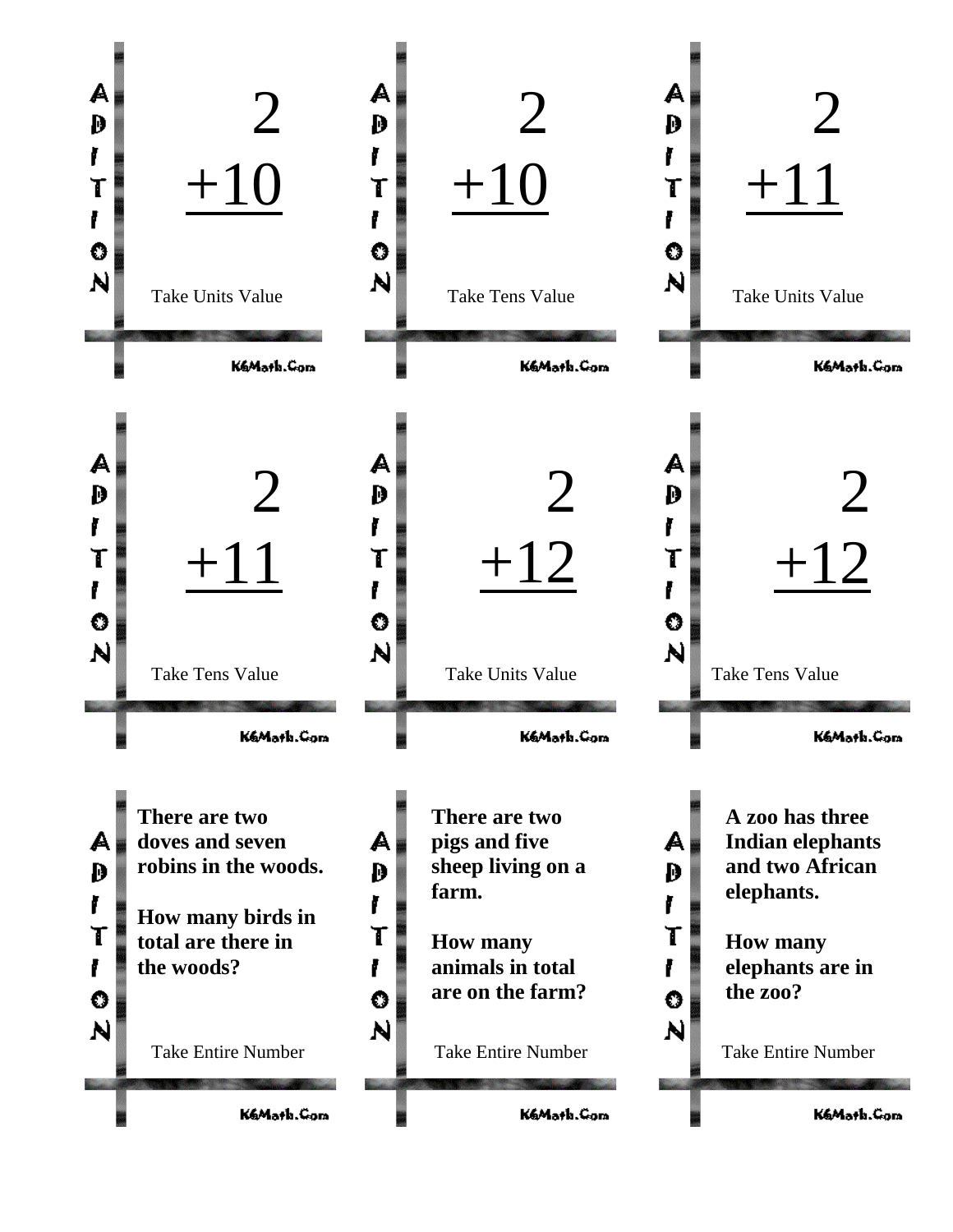ADDITION

$$\begin{array}{r} 2 \\ +10 \\ \hline \end{array}$$

Take Units Value

K6Math.Com

---

ADDITION

$$\begin{array}{r} 2 \\ +10 \\ \hline \end{array}$$

Take Tens Value

K6Math.Com

---

ADDITION

$$\begin{array}{r} 2 \\ +11 \\ \hline \end{array}$$

Take Units Value

K6Math.Com

---

ADDITION

$$\begin{array}{r} 2 \\ +11 \\ \hline \end{array}$$

Take Tens Value

K6Math.Com

---

ADDITION

$$\begin{array}{r} 2 \\ +12 \\ \hline \end{array}$$

Take Units Value

K6Math.Com

---

ADDITION

$$\begin{array}{r} 2 \\ +12 \\ \hline \end{array}$$

Take Tens Value

K6Math.Com

---

ADDITION

**There are two doves and seven robins in the woods.**

**How many birds in total are there in the woods?**

Take Entire Number

K6Math.Com

---

ADDITION

**There are two pigs and five sheep living on a farm.**

**How many animals in total are on the farm?**

Take Entire Number

K6Math.Com

---

ADDITION

**A zoo has three Indian elephants and two African elephants.**

**How many elephants are in the zoo?**

Take Entire Number

K6Math.Com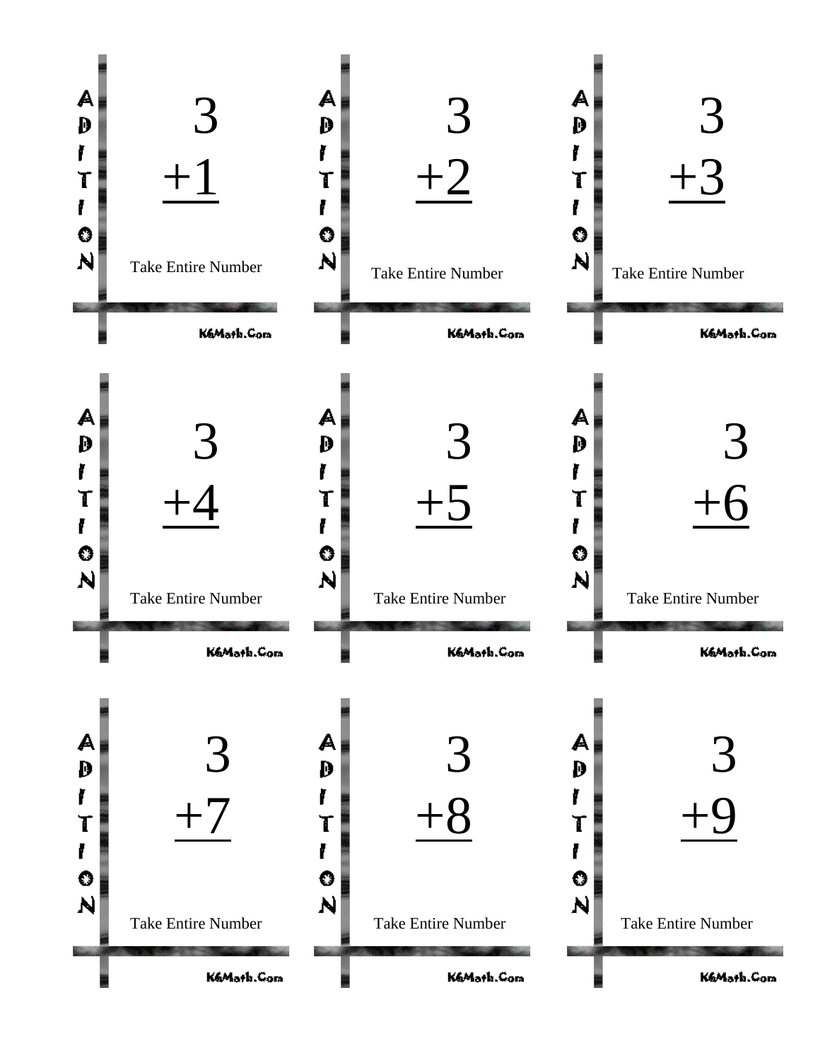ADDITION

$$\begin{array}{r} 3 \\ \underline{+1} \end{array}$$

Take Entire Number

K6Math.Com

ADDITION

$$\begin{array}{r} 3 \\ \underline{+2} \end{array}$$

Take Entire Number

K6Math.Com

ADDITION

$$\begin{array}{r} 3 \\ \underline{+3} \end{array}$$

Take Entire Number

K6Math.Com

ADDITION

$$\begin{array}{r} 3 \\ \underline{+4} \end{array}$$

Take Entire Number

K6Math.Com

ADDITION

$$\begin{array}{r} 3 \\ \underline{+5} \end{array}$$

Take Entire Number

K6Math.Com

ADDITION

$$\begin{array}{r} 3 \\ \underline{+6} \end{array}$$

Take Entire Number

K6Math.Com

ADDITION

$$\begin{array}{r} 3 \\ \underline{+7} \end{array}$$

Take Entire Number

K6Math.Com

ADDITION

$$\begin{array}{r} 3 \\ \underline{+8} \end{array}$$

Take Entire Number

K6Math.Com

ADDITION

$$\begin{array}{r} 3 \\ \underline{+9} \end{array}$$

Take Entire Number

K6Math.Com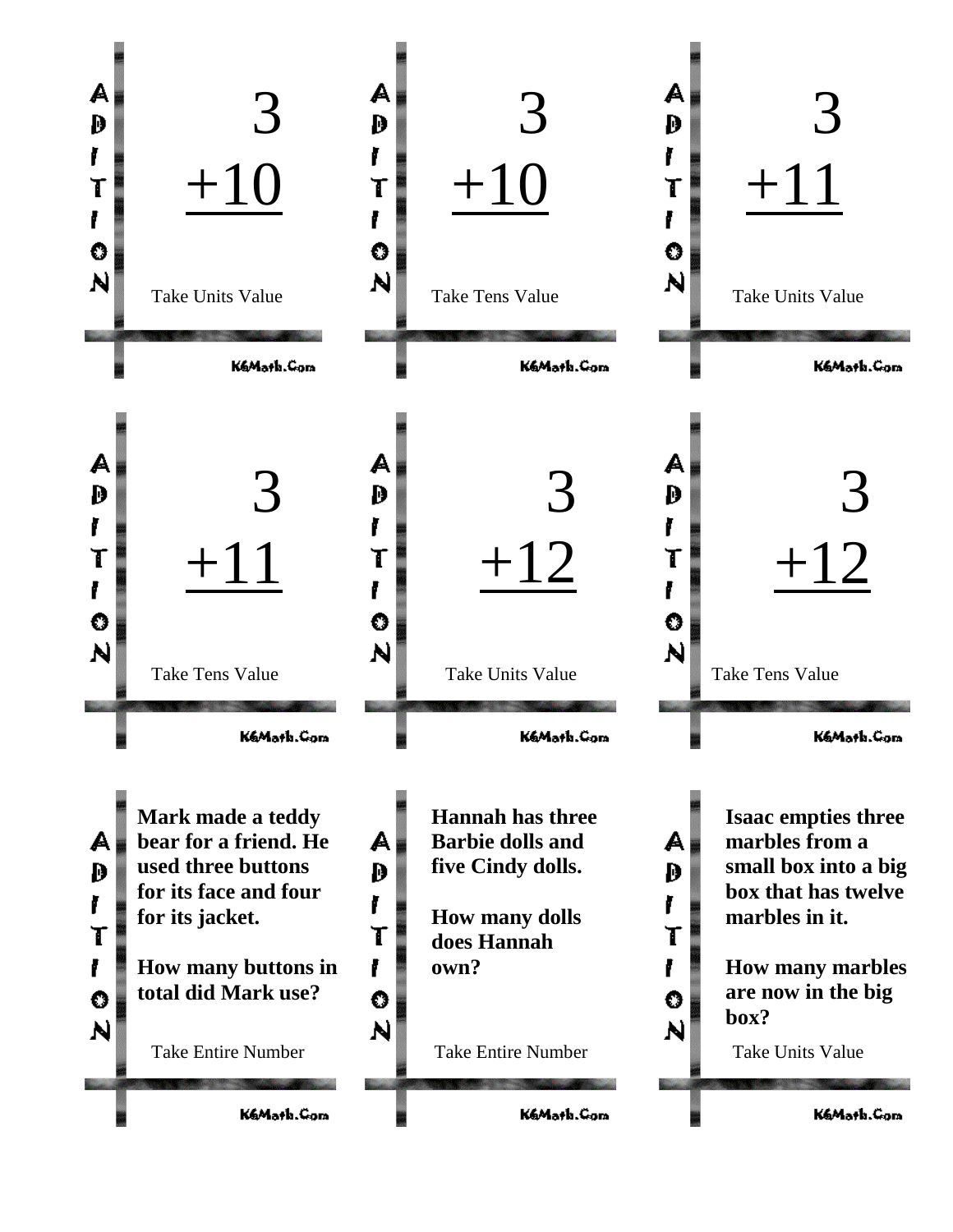ADDITION

$$\begin{array}{r} 3 \\ +10 \\ \hline \end{array}$$

Take Units Value

K6Math.Com

ADDITION

$$\begin{array}{r} 3 \\ +10 \\ \hline \end{array}$$

Take Tens Value

K6Math.Com

ADDITION

$$\begin{array}{r} 3 \\ +11 \\ \hline \end{array}$$

Take Units Value

K6Math.Com

ADDITION

$$\begin{array}{r} 3 \\ +11 \\ \hline \end{array}$$

Take Tens Value

K6Math.Com

ADDITION

$$\begin{array}{r} 3 \\ +12 \\ \hline \end{array}$$

Take Units Value

K6Math.Com

ADDITION

$$\begin{array}{r} 3 \\ +12 \\ \hline \end{array}$$

Take Tens Value

K6Math.Com

ADDITION

**Mark made a teddy bear for a friend. He used three buttons for its face and four for its jacket.**

**How many buttons in total did Mark use?**

Take Entire Number

K6Math.Com

ADDITION

**Hannah has three Barbie dolls and five Cindy dolls.**

**How many dolls does Hannah own?**

Take Entire Number

K6Math.Com

ADDITION

**Isaac empties three marbles from a small box into a big box that has twelve marbles in it.**

**How many marbles are now in the big box?**

Take Units Value

K6Math.Com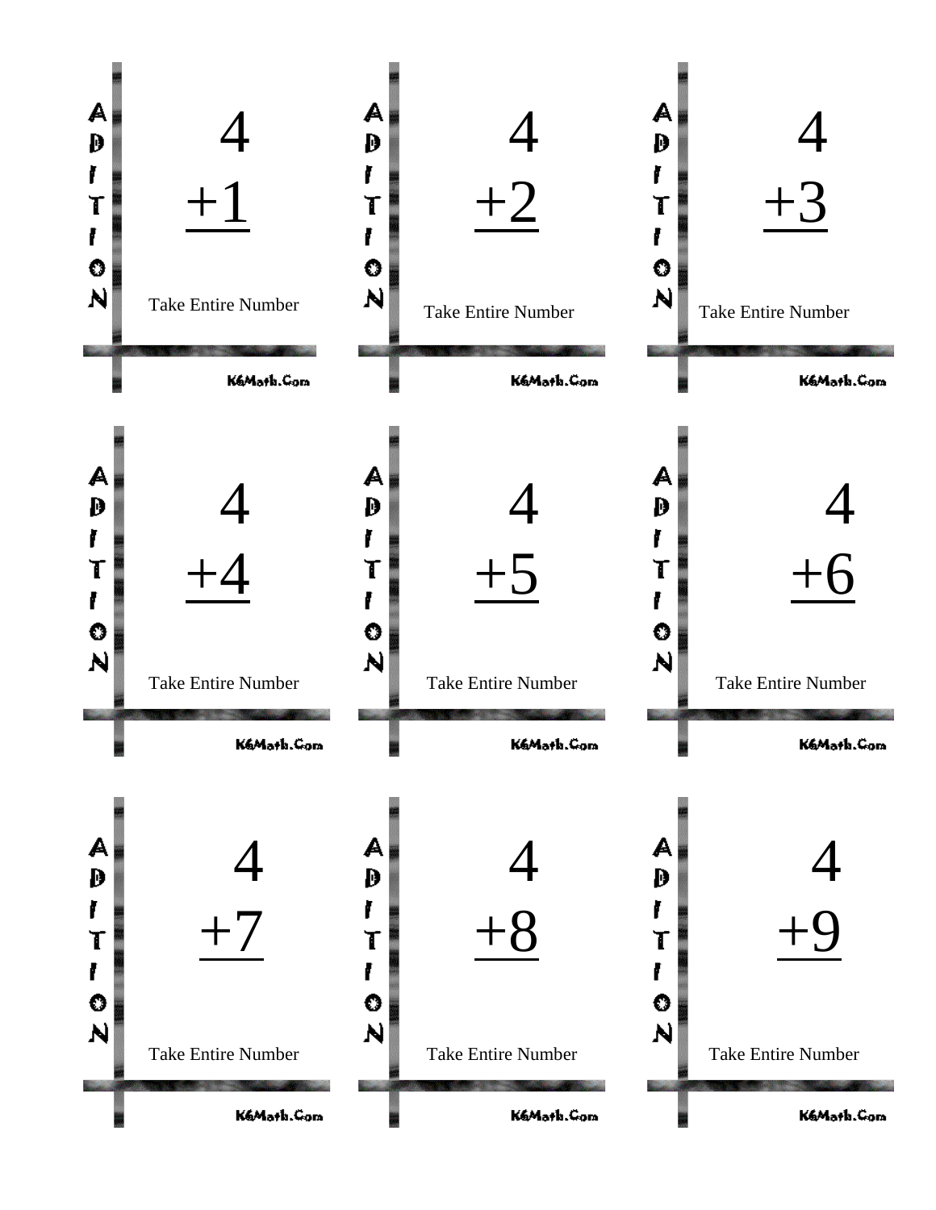ADDITION

$$\begin{array}{r} 4 \\ +1 \\ \hline \end{array}$$

Take Entire Number

K6Math.Com

ADDITION

$$\begin{array}{r} 4 \\ +2 \\ \hline \end{array}$$

Take Entire Number

K6Math.Com

ADDITION

$$\begin{array}{r} 4 \\ +3 \\ \hline \end{array}$$

Take Entire Number

K6Math.Com

ADDITION

$$\begin{array}{r} 4 \\ +4 \\ \hline \end{array}$$

Take Entire Number

K6Math.Com

ADDITION

$$\begin{array}{r} 4 \\ +5 \\ \hline \end{array}$$

Take Entire Number

K6Math.Com

ADDITION

$$\begin{array}{r} 4 \\ +6 \\ \hline \end{array}$$

Take Entire Number

K6Math.Com

ADDITION

$$\begin{array}{r} 4 \\ +7 \\ \hline \end{array}$$

Take Entire Number

K6Math.Com

ADDITION

$$\begin{array}{r} 4 \\ +8 \\ \hline \end{array}$$

Take Entire Number

K6Math.Com

ADDITION

$$\begin{array}{r} 4 \\ +9 \\ \hline \end{array}$$

Take Entire Number

K6Math.Com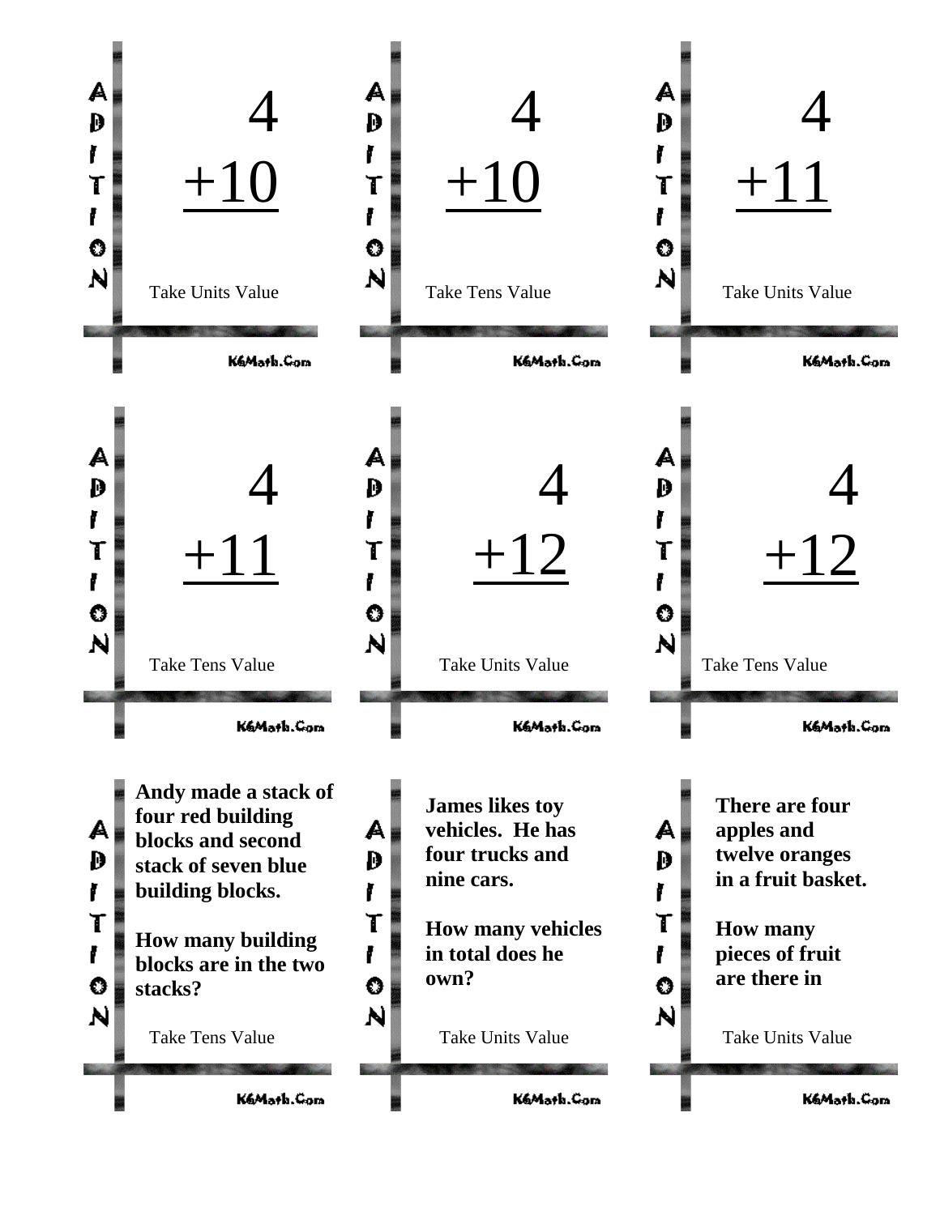ADDITION

$$\begin{array}{r} 4 \\ +10 \\ \hline \end{array}$$

Take Units Value

K6Math.Com

ADDITION

$$\begin{array}{r} 4 \\ +10 \\ \hline \end{array}$$

Take Tens Value

K6Math.Com

ADDITION

$$\begin{array}{r} 4 \\ +11 \\ \hline \end{array}$$

Take Units Value

K6Math.Com

ADDITION

$$\begin{array}{r} 4 \\ +11 \\ \hline \end{array}$$

Take Tens Value

K6Math.Com

ADDITION

$$\begin{array}{r} 4 \\ +12 \\ \hline \end{array}$$

Take Units Value

K6Math.Com

ADDITION

$$\begin{array}{r} 4 \\ +12 \\ \hline \end{array}$$

Take Tens Value

K6Math.Com

ADDITION

**Andy made a stack of four red building blocks and second stack of seven blue building blocks.**

**How many building blocks are in the two stacks?**

Take Tens Value

K6Math.Com

ADDITION

**James likes toy vehicles. He has four trucks and nine cars.**

**How many vehicles in total does he own?**

Take Units Value

K6Math.Com

ADDITION

**There are four apples and twelve oranges in a fruit basket.**

**How many pieces of fruit are there in**

Take Units Value

K6Math.Com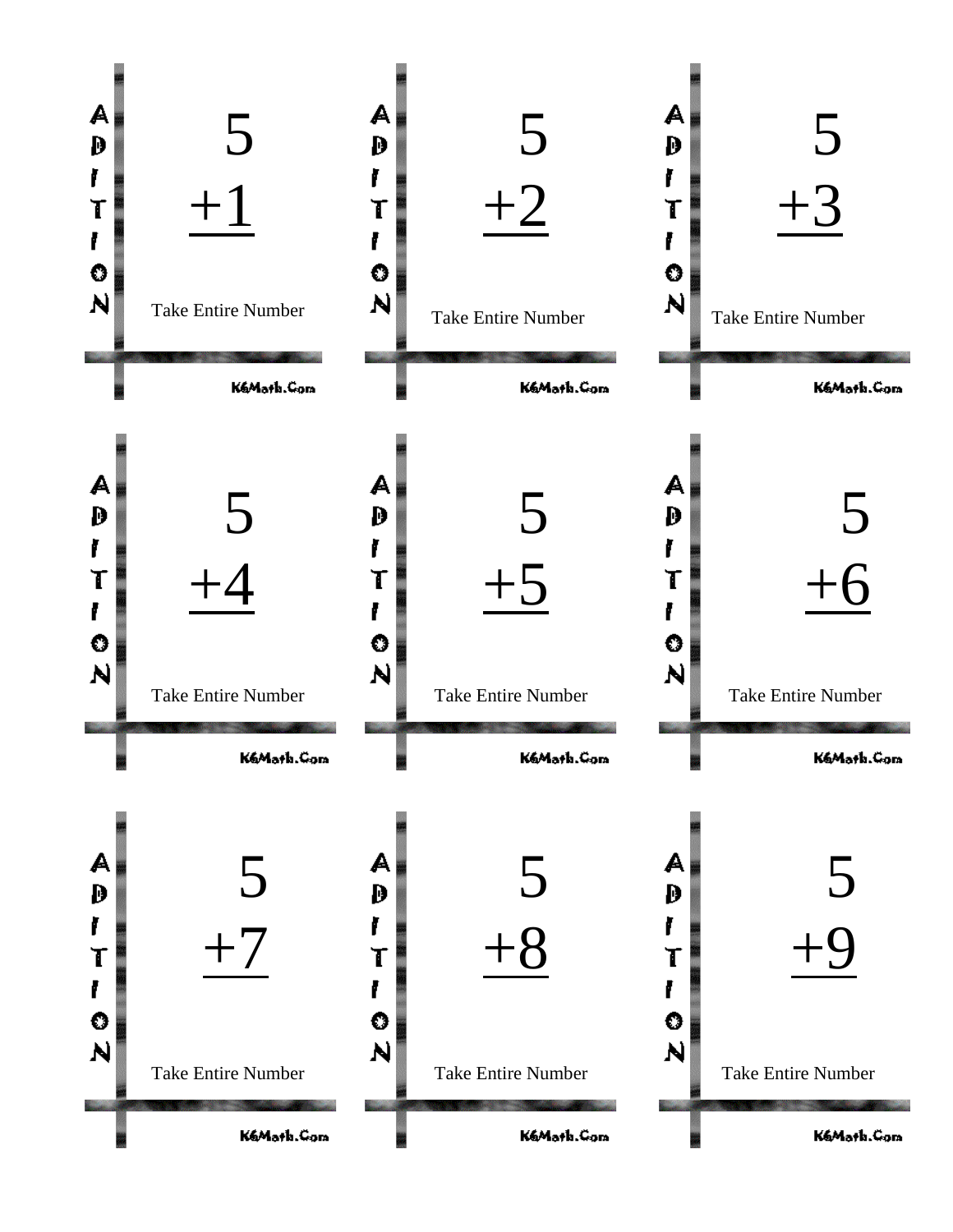ADDITION

$$\begin{array}{r} 5 \\ +1 \\ \hline \end{array}$$

Take Entire Number

K6Math.Com

ADDITION

$$\begin{array}{r} 5 \\ +2 \\ \hline \end{array}$$

Take Entire Number

K6Math.Com

ADDITION

$$\begin{array}{r} 5 \\ +3 \\ \hline \end{array}$$

Take Entire Number

K6Math.Com

ADDITION

$$\begin{array}{r} 5 \\ +4 \\ \hline \end{array}$$

Take Entire Number

K6Math.Com

ADDITION

$$\begin{array}{r} 5 \\ +5 \\ \hline \end{array}$$

Take Entire Number

K6Math.Com

ADDITION

$$\begin{array}{r} 5 \\ +6 \\ \hline \end{array}$$

Take Entire Number

K6Math.Com

ADDITION

$$\begin{array}{r} 5 \\ +7 \\ \hline \end{array}$$

Take Entire Number

K6Math.Com

ADDITION

$$\begin{array}{r} 5 \\ +8 \\ \hline \end{array}$$

Take Entire Number

K6Math.Com

ADDITION

$$\begin{array}{r} 5 \\ +9 \\ \hline \end{array}$$

Take Entire Number

K6Math.Com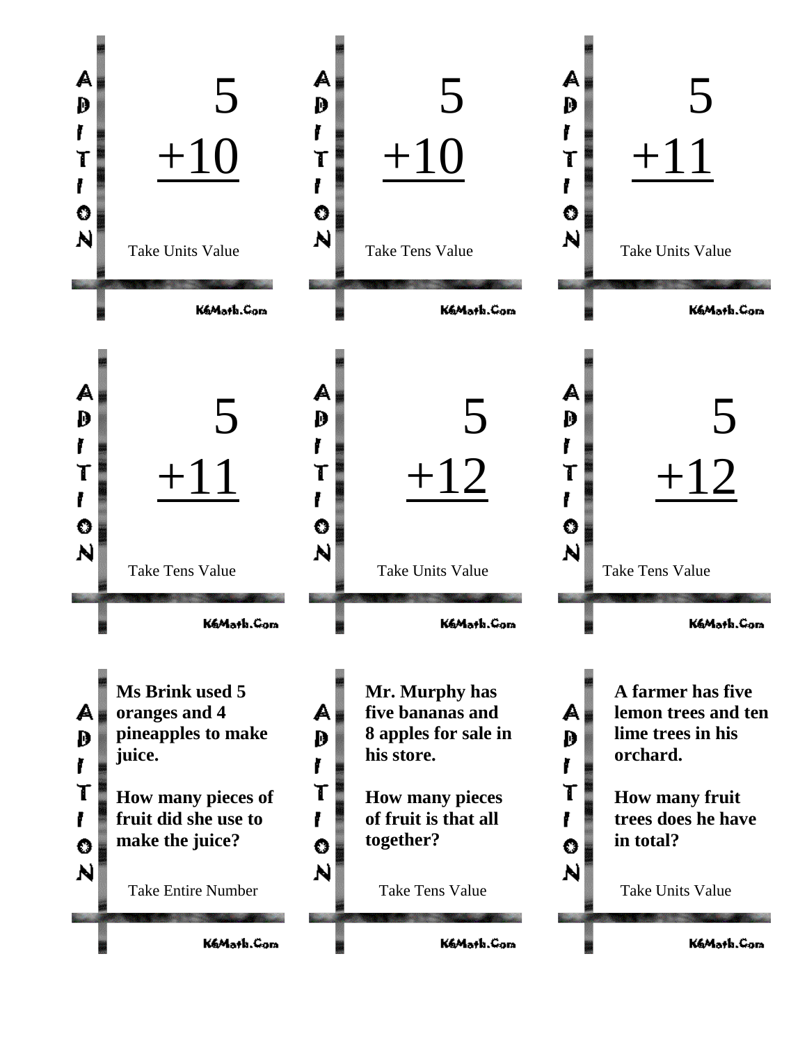ADDITION

$$\begin{array}{r} 5 \\ +10 \\ \hline \end{array}$$

Take Units Value

K6Math.Com

ADDITION

$$\begin{array}{r} 5 \\ +10 \\ \hline \end{array}$$

Take Tens Value

K6Math.Com

ADDITION

$$\begin{array}{r} 5 \\ +11 \\ \hline \end{array}$$

Take Units Value

K6Math.Com

ADDITION

$$\begin{array}{r} 5 \\ +11 \\ \hline \end{array}$$

Take Tens Value

K6Math.Com

ADDITION

$$\begin{array}{r} 5 \\ +12 \\ \hline \end{array}$$

Take Units Value

K6Math.Com

ADDITION

$$\begin{array}{r} 5 \\ +12 \\ \hline \end{array}$$

Take Tens Value

K6Math.Com

ADDITION

**Ms Brink used 5 oranges and 4 pineapples to make juice.**

**How many pieces of fruit did she use to make the juice?**

Take Entire Number

K6Math.Com

ADDITION

**Mr. Murphy has five bananas and 8 apples for sale in his store.**

**How many pieces of fruit is that all together?**

Take Tens Value

K6Math.Com

ADDITION

**A farmer has five lemon trees and ten lime trees in his orchard.**

**How many fruit trees does he have in total?**

Take Units Value

K6Math.Com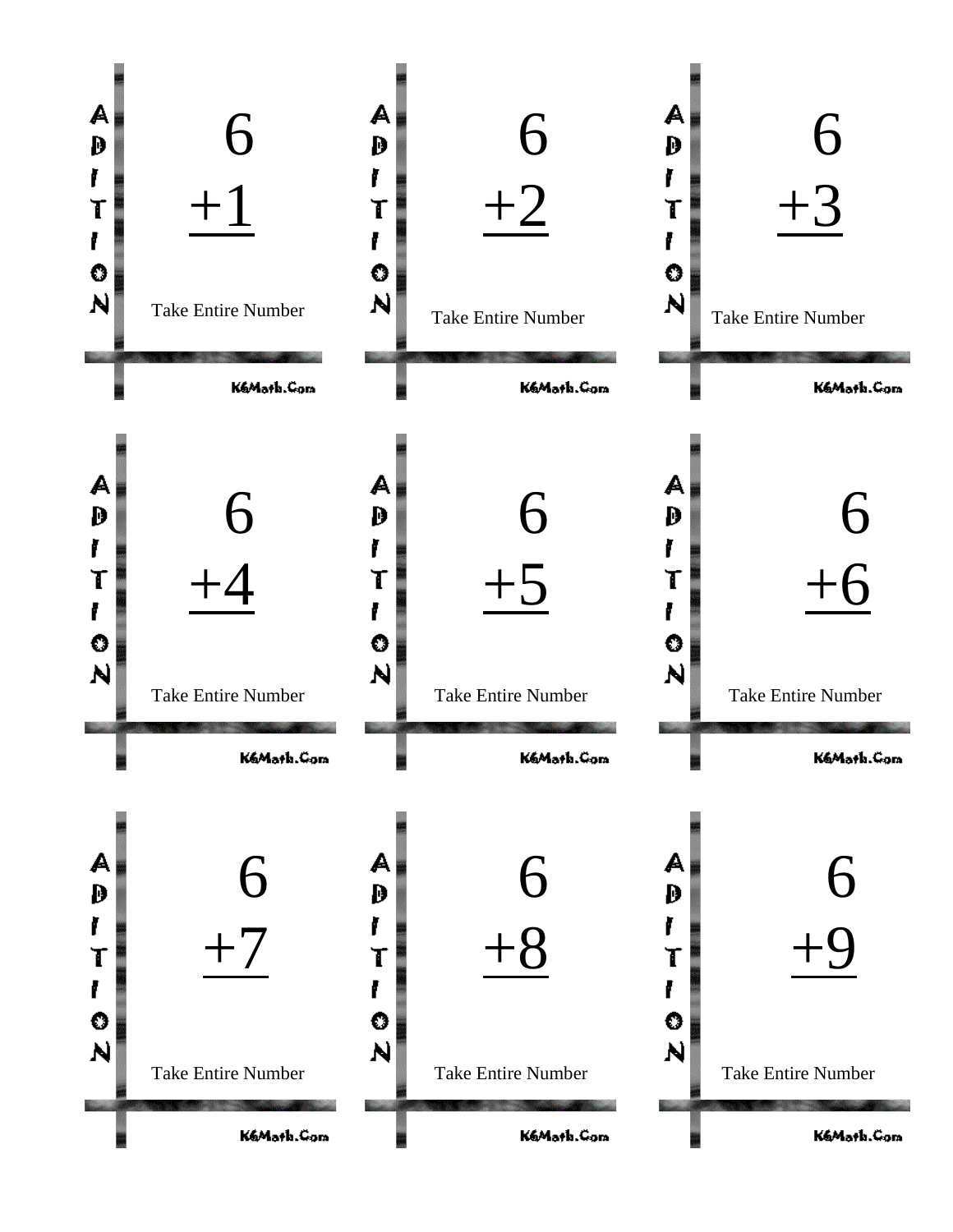ADDITION

$$\begin{array}{r} 6 \\ \underline{+1} \end{array}$$

Take Entire Number

K6Math.Com

ADDITION

$$\begin{array}{r} 6 \\ \underline{+2} \end{array}$$

Take Entire Number

K6Math.Com

ADDITION

$$\begin{array}{r} 6 \\ \underline{+3} \end{array}$$

Take Entire Number

K6Math.Com

ADDITION

$$\begin{array}{r} 6 \\ \underline{+4} \end{array}$$

Take Entire Number

K6Math.Com

ADDITION

$$\begin{array}{r} 6 \\ \underline{+5} \end{array}$$

Take Entire Number

K6Math.Com

ADDITION

$$\begin{array}{r} 6 \\ \underline{+6} \end{array}$$

Take Entire Number

K6Math.Com

ADDITION

$$\begin{array}{r} 6 \\ \underline{+7} \end{array}$$

Take Entire Number

K6Math.Com

ADDITION

$$\begin{array}{r} 6 \\ \underline{+8} \end{array}$$

Take Entire Number

K6Math.Com

ADDITION

$$\begin{array}{r} 6 \\ \underline{+9} \end{array}$$

Take Entire Number

K6Math.Com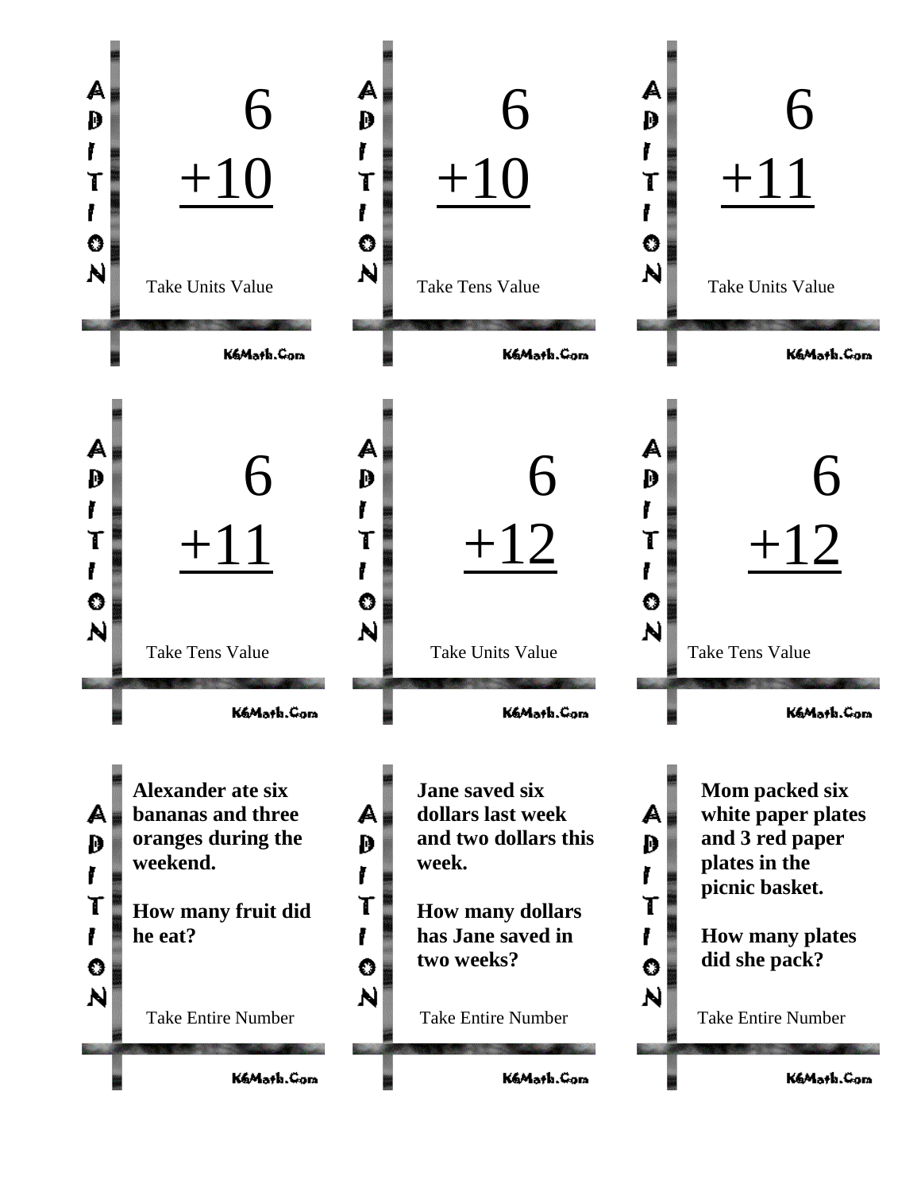ADDITION

$$\begin{array}{r} 6 \\ +10 \\ \hline \end{array}$$

Take Units Value

K6Math.Com

---

ADDITION

$$\begin{array}{r} 6 \\ +10 \\ \hline \end{array}$$

Take Tens Value

K6Math.Com

---

ADDITION

$$\begin{array}{r} 6 \\ +11 \\ \hline \end{array}$$

Take Units Value

K6Math.Com

---

ADDITION

$$\begin{array}{r} 6 \\ +11 \\ \hline \end{array}$$

Take Tens Value

K6Math.Com

---

ADDITION

$$\begin{array}{r} 6 \\ +12 \\ \hline \end{array}$$

Take Units Value

K6Math.Com

---

ADDITION

$$\begin{array}{r} 6 \\ +12 \\ \hline \end{array}$$

Take Tens Value

K6Math.Com

---

ADDITION

**Alexander ate six bananas and three oranges during the weekend.**

**How many fruit did he eat?**

Take Entire Number

K6Math.Com

---

ADDITION

**Jane saved six dollars last week and two dollars this week.**

**How many dollars has Jane saved in two weeks?**

Take Entire Number

K6Math.Com

---

ADDITION

**Mom packed six white paper plates and 3 red paper plates in the picnic basket.**

**How many plates did she pack?**

Take Entire Number

K6Math.Com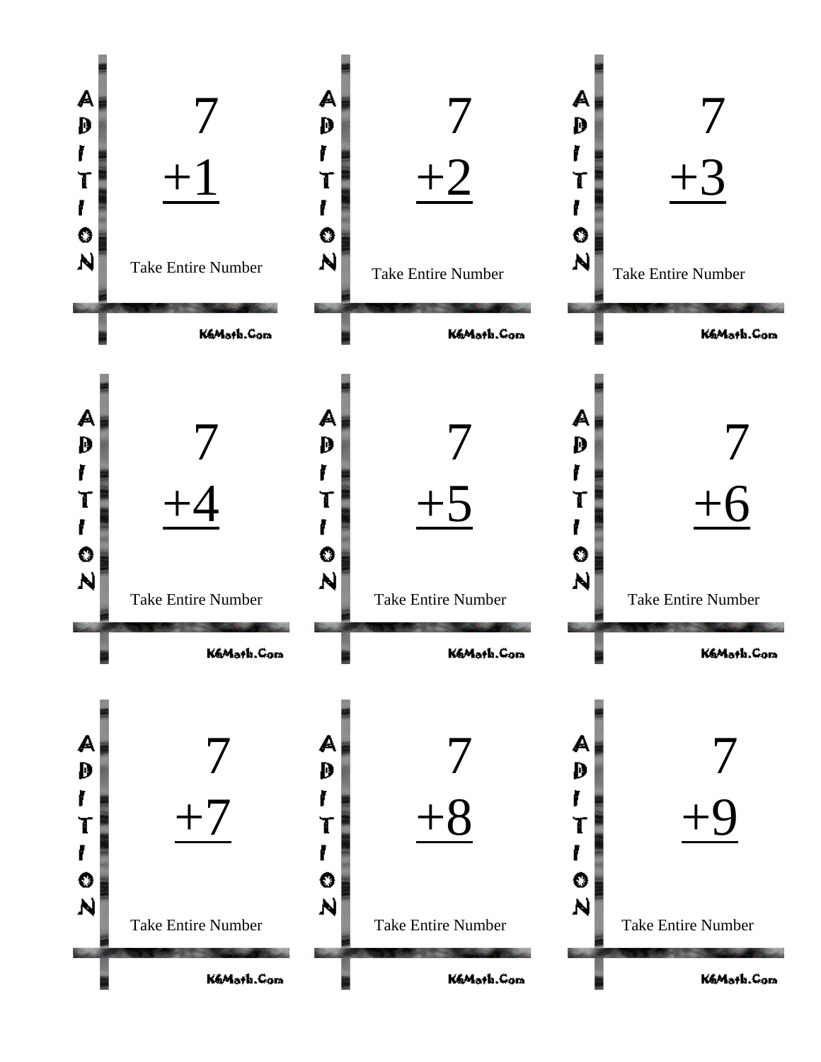ADDITION

$$\begin{array}{r} 7 \\ +1 \\ \hline \end{array}$$

Take Entire Number

K6Math.Com

ADDITION

$$\begin{array}{r} 7 \\ +2 \\ \hline \end{array}$$

Take Entire Number

K6Math.Com

ADDITION

$$\begin{array}{r} 7 \\ +3 \\ \hline \end{array}$$

Take Entire Number

K6Math.Com

ADDITION

$$\begin{array}{r} 7 \\ +4 \\ \hline \end{array}$$

Take Entire Number

K6Math.Com

ADDITION

$$\begin{array}{r} 7 \\ +5 \\ \hline \end{array}$$

Take Entire Number

K6Math.Com

ADDITION

$$\begin{array}{r} 7 \\ +6 \\ \hline \end{array}$$

Take Entire Number

K6Math.Com

ADDITION

$$\begin{array}{r} 7 \\ +7 \\ \hline \end{array}$$

Take Entire Number

K6Math.Com

ADDITION

$$\begin{array}{r} 7 \\ +8 \\ \hline \end{array}$$

Take Entire Number

K6Math.Com

ADDITION

$$\begin{array}{r} 7 \\ +9 \\ \hline \end{array}$$

Take Entire Number

K6Math.Com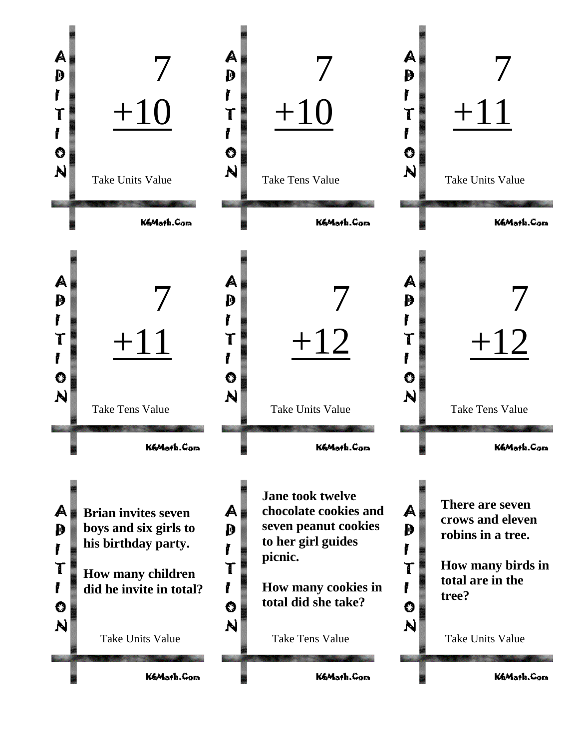ADDITION

$$\begin{array}{r} 7 \\ +10 \\ \hline \end{array}$$

Take Units Value

K6Math.Com

---

ADDITION

$$\begin{array}{r} 7 \\ +10 \\ \hline \end{array}$$

Take Tens Value

K6Math.Com

---

ADDITION

$$\begin{array}{r} 7 \\ +11 \\ \hline \end{array}$$

Take Units Value

K6Math.Com

---

ADDITION

$$\begin{array}{r} 7 \\ +11 \\ \hline \end{array}$$

Take Tens Value

K6Math.Com

---

ADDITION

$$\begin{array}{r} 7 \\ +12 \\ \hline \end{array}$$

Take Units Value

K6Math.Com

---

ADDITION

$$\begin{array}{r} 7 \\ +12 \\ \hline \end{array}$$

Take Tens Value

K6Math.Com

---

ADDITION

**Brian invites seven boys and six girls to his birthday party.**

**How many children did he invite in total?**

Take Units Value

K6Math.Com

---

ADDITION

**Jane took twelve chocolate cookies and seven peanut cookies to her girl guides picnic.**

**How many cookies in total did she take?**

Take Tens Value

K6Math.Com

---

ADDITION

**There are seven crows and eleven robins in a tree.**

**How many birds in total are in the tree?**

Take Units Value

K6Math.Com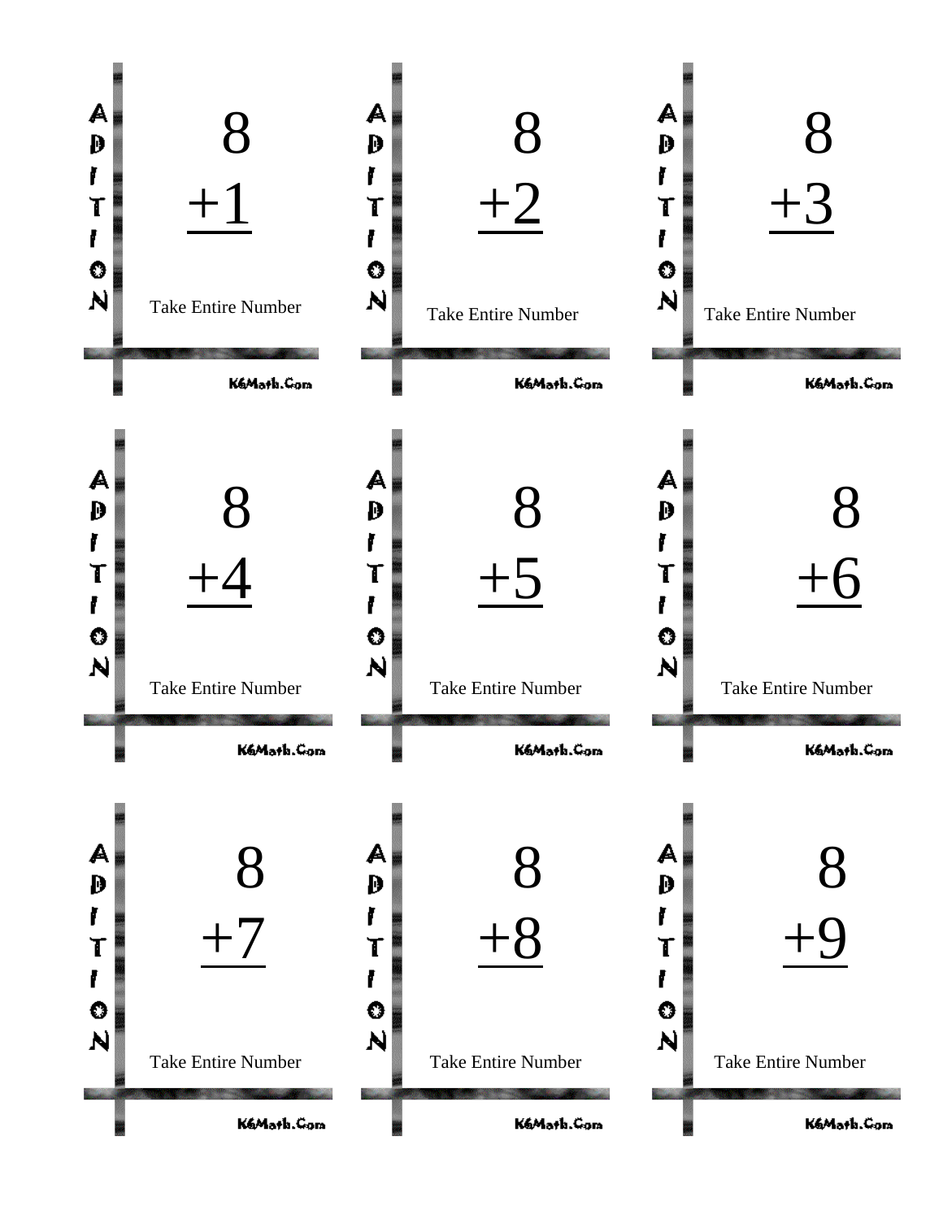ADDITION

$$\begin{array}{r} 8 \\ \underline{+1} \end{array}$$

Take Entire Number

K6Math.Com

ADDITION

$$\begin{array}{r} 8 \\ \underline{+2} \end{array}$$

Take Entire Number

K6Math.Com

ADDITION

$$\begin{array}{r} 8 \\ \underline{+3} \end{array}$$

Take Entire Number

K6Math.Com

ADDITION

$$\begin{array}{r} 8 \\ \underline{+4} \end{array}$$

Take Entire Number

K6Math.Com

ADDITION

$$\begin{array}{r} 8 \\ \underline{+5} \end{array}$$

Take Entire Number

K6Math.Com

ADDITION

$$\begin{array}{r} 8 \\ \underline{+6} \end{array}$$

Take Entire Number

K6Math.Com

ADDITION

$$\begin{array}{r} 8 \\ \underline{+7} \end{array}$$

Take Entire Number

K6Math.Com

ADDITION

$$\begin{array}{r} 8 \\ \underline{+8} \end{array}$$

Take Entire Number

K6Math.Com

ADDITION

$$\begin{array}{r} 8 \\ \underline{+9} \end{array}$$

Take Entire Number

K6Math.Com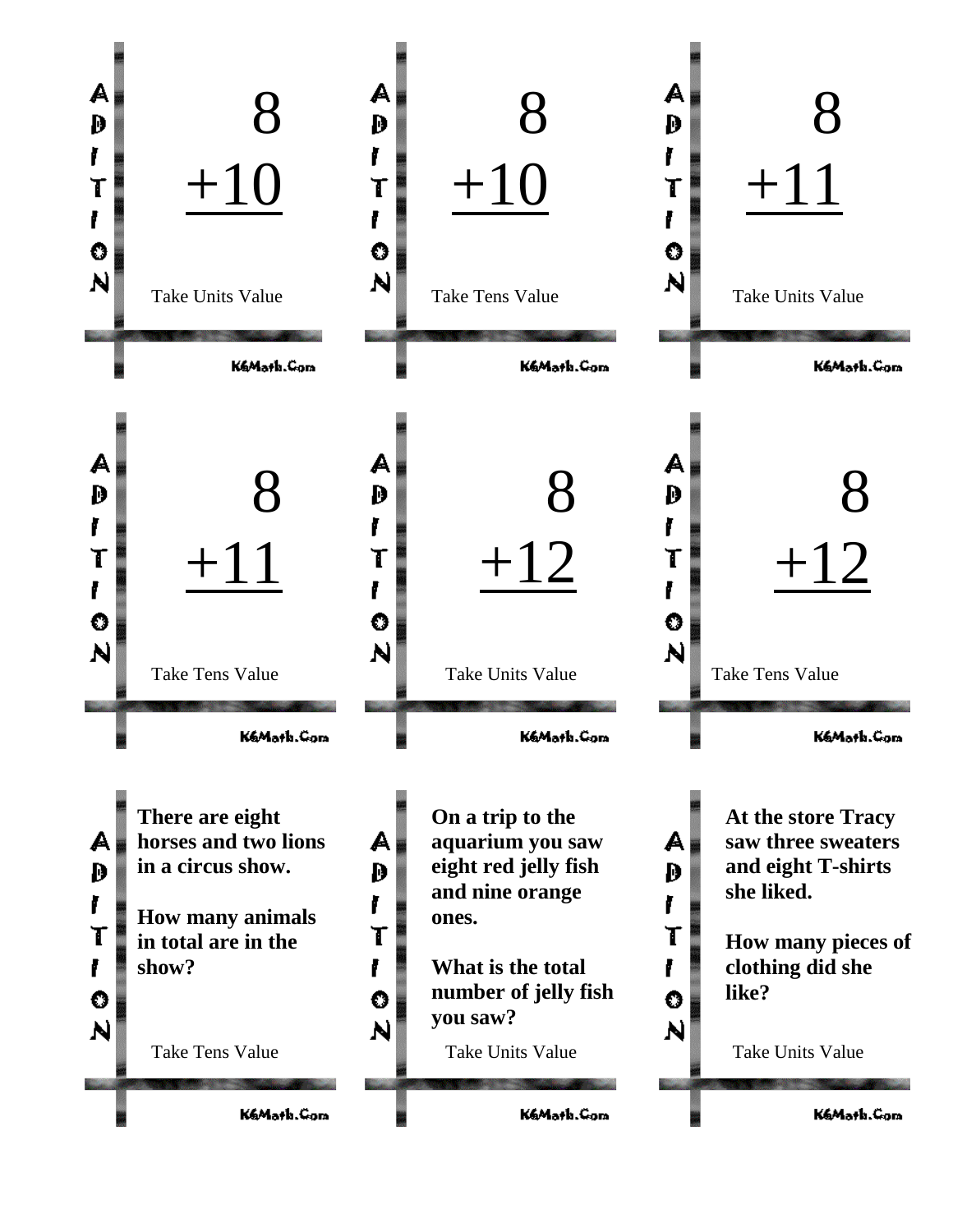ADDITION

$$\begin{array}{r} 8 \\ +10 \\ \hline \end{array}$$

Take Units Value

K6Math.Com

---

ADDITION

$$\begin{array}{r} 8 \\ +10 \\ \hline \end{array}$$

Take Tens Value

K6Math.Com

---

ADDITION

$$\begin{array}{r} 8 \\ +11 \\ \hline \end{array}$$

Take Units Value

K6Math.Com

---

ADDITION

$$\begin{array}{r} 8 \\ +11 \\ \hline \end{array}$$

Take Tens Value

K6Math.Com

---

ADDITION

$$\begin{array}{r} 8 \\ +12 \\ \hline \end{array}$$

Take Units Value

K6Math.Com

---

ADDITION

$$\begin{array}{r} 8 \\ +12 \\ \hline \end{array}$$

Take Tens Value

K6Math.Com

---

ADDITION

**There are eight horses and two lions in a circus show.**

**How many animals in total are in the show?**

Take Tens Value

K6Math.Com

---

ADDITION

**On a trip to the aquarium you saw eight red jelly fish and nine orange ones.**

**What is the total number of jelly fish you saw?**

Take Units Value

K6Math.Com

---

ADDITION

**At the store Tracy saw three sweaters and eight T-shirts she liked.**

**How many pieces of clothing did she like?**

Take Units Value

K6Math.Com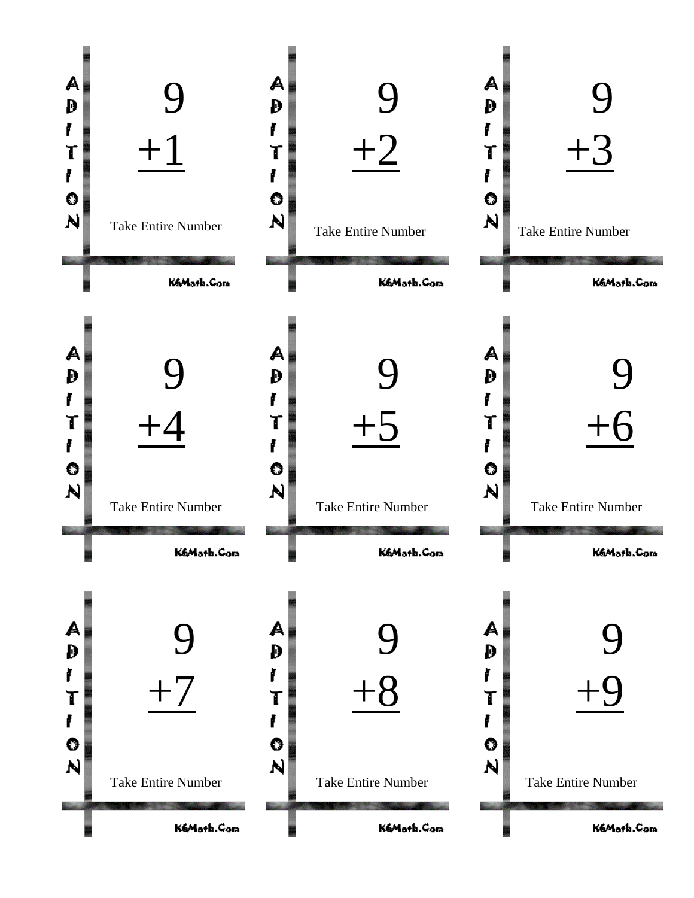ADDITION

$$\begin{array}{r} 9 \\ \underline{+1} \end{array}$$

Take Entire Number

K6Math.Com

ADDITION

$$\begin{array}{r} 9 \\ \underline{+2} \end{array}$$

Take Entire Number

K6Math.Com

ADDITION

$$\begin{array}{r} 9 \\ \underline{+3} \end{array}$$

Take Entire Number

K6Math.Com

ADDITION

$$\begin{array}{r} 9 \\ \underline{+4} \end{array}$$

Take Entire Number

K6Math.Com

ADDITION

$$\begin{array}{r} 9 \\ \underline{+5} \end{array}$$

Take Entire Number

K6Math.Com

ADDITION

$$\begin{array}{r} 9 \\ \underline{+6} \end{array}$$

Take Entire Number

K6Math.Com

ADDITION

$$\begin{array}{r} 9 \\ \underline{+7} \end{array}$$

Take Entire Number

K6Math.Com

ADDITION

$$\begin{array}{r} 9 \\ \underline{+8} \end{array}$$

Take Entire Number

K6Math.Com

ADDITION

$$\begin{array}{r} 9 \\ \underline{+9} \end{array}$$

Take Entire Number

K6Math.Com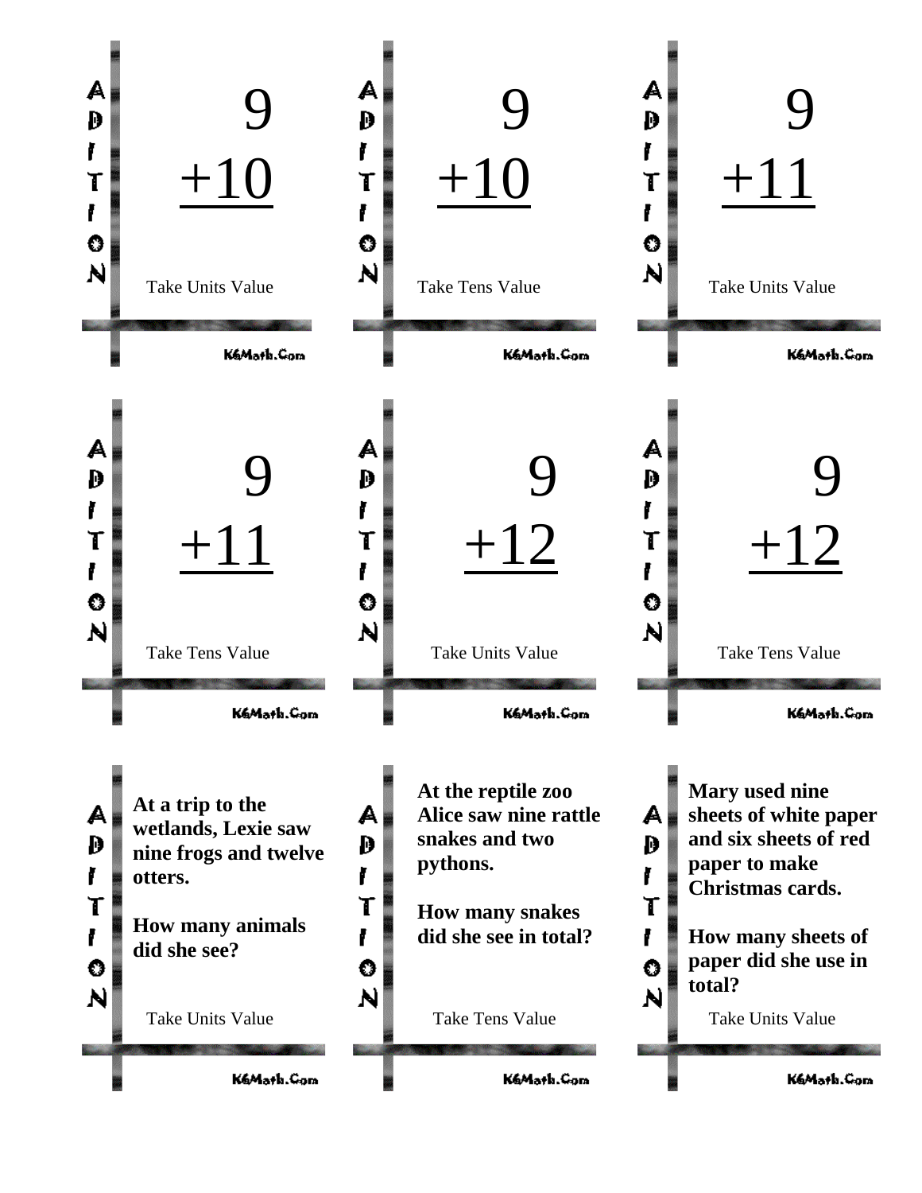ADDITION

$$\begin{array}{r} 9 \\ +10 \\ \hline \end{array}$$

Take Units Value

K6Math.Com

---

ADDITION

$$\begin{array}{r} 9 \\ +10 \\ \hline \end{array}$$

Take Tens Value

K6Math.Com

---

ADDITION

$$\begin{array}{r} 9 \\ +11 \\ \hline \end{array}$$

Take Units Value

K6Math.Com

---

ADDITION

$$\begin{array}{r} 9 \\ +11 \\ \hline \end{array}$$

Take Tens Value

K6Math.Com

---

ADDITION

$$\begin{array}{r} 9 \\ +12 \\ \hline \end{array}$$

Take Units Value

K6Math.Com

---

ADDITION

$$\begin{array}{r} 9 \\ +12 \\ \hline \end{array}$$

Take Tens Value

K6Math.Com

---

ADDITION

**At a trip to the wetlands, Lexie saw nine frogs and twelve otters.**

**How many animals did she see?**

Take Units Value

K6Math.Com

---

ADDITION

**At the reptile zoo Alice saw nine rattle snakes and two pythons.**

**How many snakes did she see in total?**

Take Tens Value

K6Math.Com

---

ADDITION

**Mary used nine sheets of white paper and six sheets of red paper to make Christmas cards.**

**How many sheets of paper did she use in total?**

Take Units Value

K6Math.Com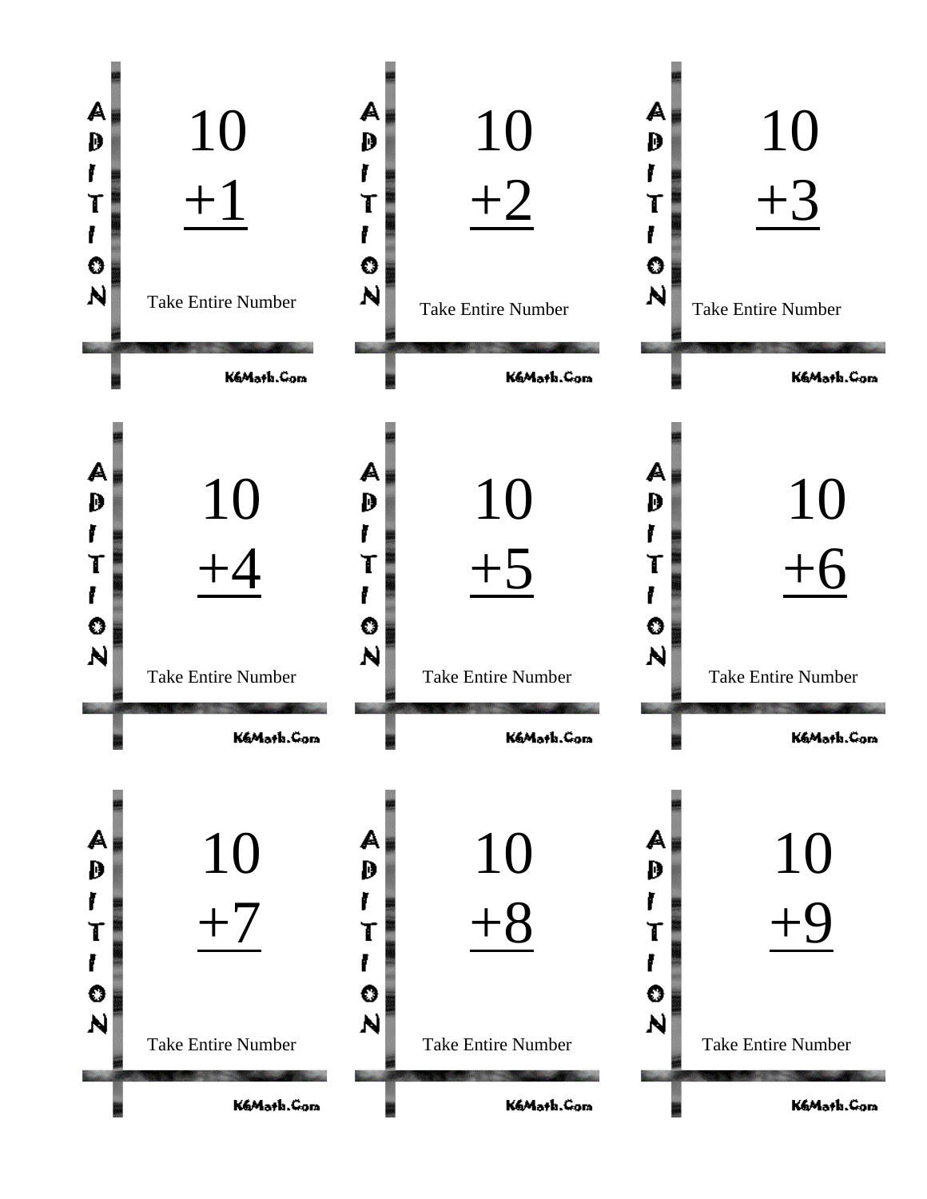ADDITION

10
+1

Take Entire Number

K6Math.Com

ADDITION

10
+2

Take Entire Number

K6Math.Com

ADDITION

10
+3

Take Entire Number

K6Math.Com

ADDITION

10
+4

Take Entire Number

K6Math.Com

ADDITION

10
+5

Take Entire Number

K6Math.Com

ADDITION

10
+6

Take Entire Number

K6Math.Com

ADDITION

10
+7

Take Entire Number

K6Math.Com

ADDITION

10
+8

Take Entire Number

K6Math.Com

ADDITION

10
+9

Take Entire Number

K6Math.Com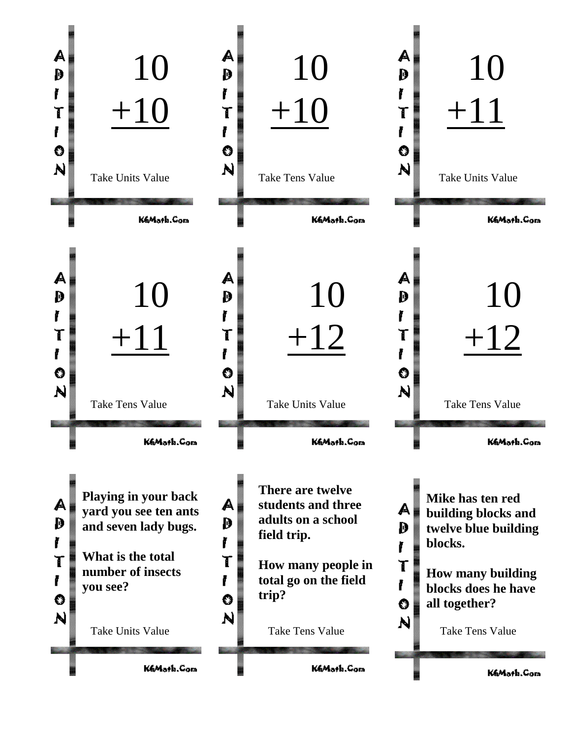ADDITION

$$\begin{array}{r} 10 \\ +10 \\ \hline \end{array}$$

Take Units Value

K6Math.Com

---

ADDITION

$$\begin{array}{r} 10 \\ +10 \\ \hline \end{array}$$

Take Tens Value

K6Math.Com

---

ADDITION

$$\begin{array}{r} 10 \\ +11 \\ \hline \end{array}$$

Take Units Value

K6Math.Com

---

ADDITION

$$\begin{array}{r} 10 \\ +11 \\ \hline \end{array}$$

Take Tens Value

K6Math.Com

---

ADDITION

$$\begin{array}{r} 10 \\ +12 \\ \hline \end{array}$$

Take Units Value

K6Math.Com

---

ADDITION

$$\begin{array}{r} 10 \\ +12 \\ \hline \end{array}$$

Take Tens Value

K6Math.Com

---

ADDITION

**Playing in your back yard you see ten ants and seven lady bugs.**

**What is the total number of insects you see?**

Take Units Value

K6Math.Com

---

ADDITION

**There are twelve students and three adults on a school field trip.**

**How many people in total go on the field trip?**

Take Tens Value

K6Math.Com

---

ADDITION

**Mike has ten red building blocks and twelve blue building blocks.**

**How many building blocks does he have all together?**

Take Tens Value

K6Math.Com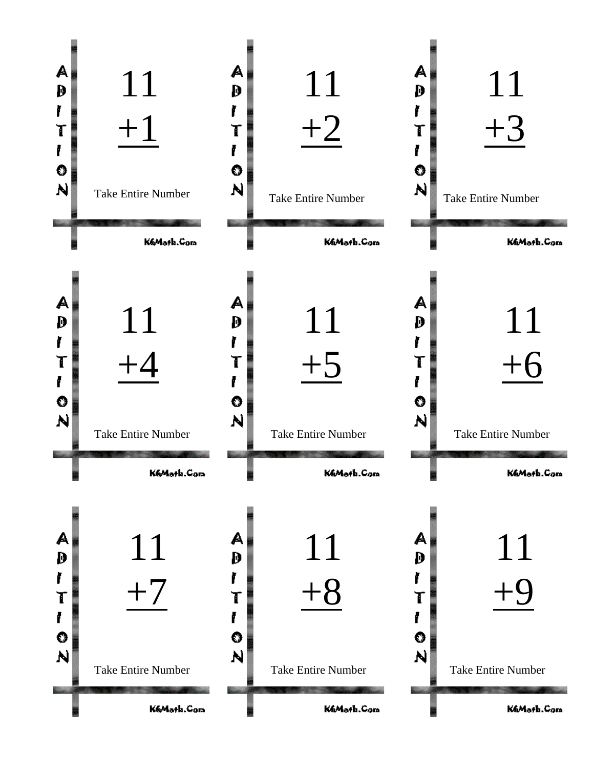ADDITION

$$\begin{array}{r} 11 \\ \underline{+1} \end{array}$$

Take Entire Number

K6Math.Com

ADDITION

$$\begin{array}{r} 11 \\ \underline{+2} \end{array}$$

Take Entire Number

K6Math.Com

ADDITION

$$\begin{array}{r} 11 \\ \underline{+3} \end{array}$$

Take Entire Number

K6Math.Com

ADDITION

$$\begin{array}{r} 11 \\ \underline{+4} \end{array}$$

Take Entire Number

K6Math.Com

ADDITION

$$\begin{array}{r} 11 \\ \underline{+5} \end{array}$$

Take Entire Number

K6Math.Com

ADDITION

$$\begin{array}{r} 11 \\ \underline{+6} \end{array}$$

Take Entire Number

K6Math.Com

ADDITION

$$\begin{array}{r} 11 \\ \underline{+7} \end{array}$$

Take Entire Number

K6Math.Com

ADDITION

$$\begin{array}{r} 11 \\ \underline{+8} \end{array}$$

Take Entire Number

K6Math.Com

ADDITION

$$\begin{array}{r} 11 \\ \underline{+9} \end{array}$$

Take Entire Number

K6Math.Com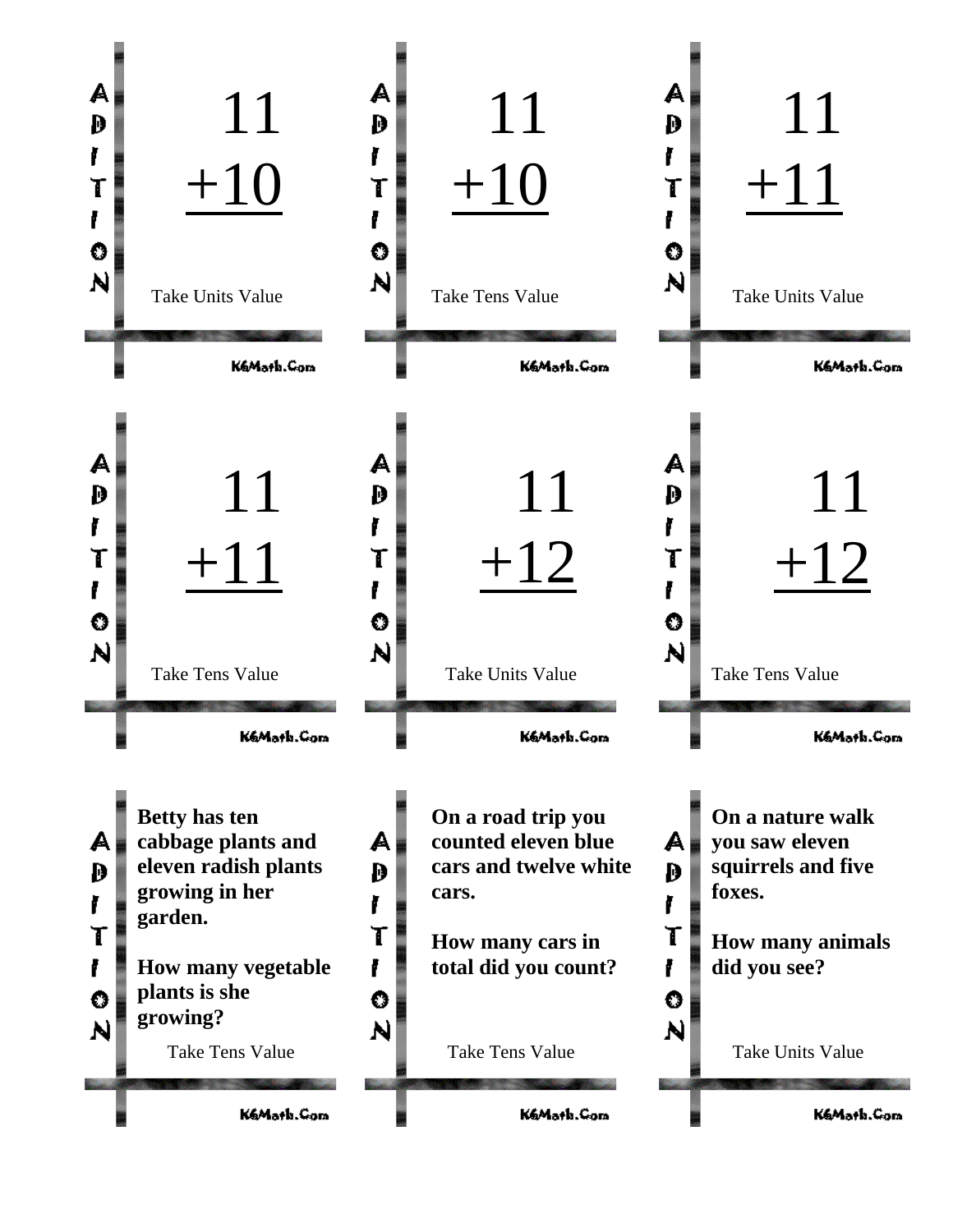ADDITION

$$\begin{array}{r} 11 \\ +10 \\ \hline \end{array}$$

Take Units Value

K6Math.Com

---

ADDITION

$$\begin{array}{r} 11 \\ +10 \\ \hline \end{array}$$

Take Tens Value

K6Math.Com

---

ADDITION

$$\begin{array}{r} 11 \\ +11 \\ \hline \end{array}$$

Take Units Value

K6Math.Com

---

ADDITION

$$\begin{array}{r} 11 \\ +11 \\ \hline \end{array}$$

Take Tens Value

K6Math.Com

---

ADDITION

$$\begin{array}{r} 11 \\ +12 \\ \hline \end{array}$$

Take Units Value

K6Math.Com

---

ADDITION

$$\begin{array}{r} 11 \\ +12 \\ \hline \end{array}$$

Take Tens Value

K6Math.Com

---

ADDITION

**Betty has ten cabbage plants and eleven radish plants growing in her garden.**

**How many vegetable plants is she growing?**

Take Tens Value

K6Math.Com

---

ADDITION

**On a road trip you counted eleven blue cars and twelve white cars.**

**How many cars in total did you count?**

Take Tens Value

K6Math.Com

---

ADDITION

**On a nature walk you saw eleven squirrels and five foxes.**

**How many animals did you see?**

Take Units Value

K6Math.Com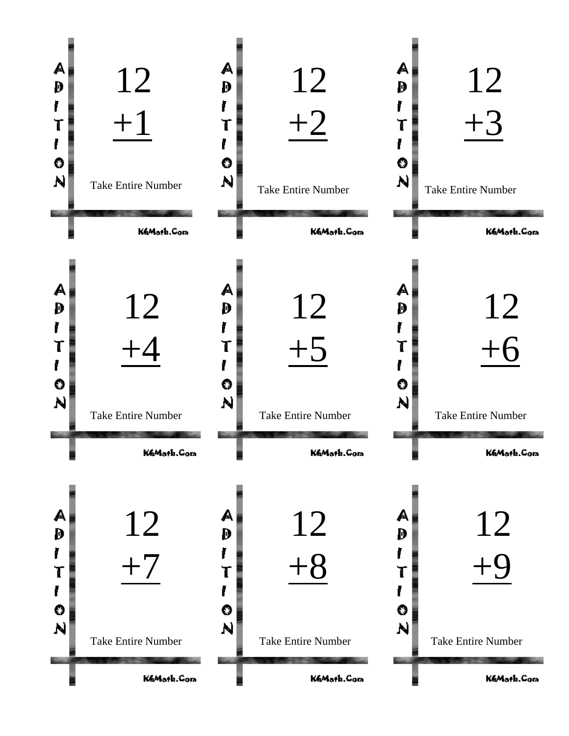ADDITION

12
+1

Take Entire Number

K6Math.Com

ADDITION

12
+2

Take Entire Number

K6Math.Com

ADDITION

12
+3

Take Entire Number

K6Math.Com

ADDITION

12
+4

Take Entire Number

K6Math.Com

ADDITION

12
+5

Take Entire Number

K6Math.Com

ADDITION

12
+6

Take Entire Number

K6Math.Com

ADDITION

12
+7

Take Entire Number

K6Math.Com

ADDITION

12
+8

Take Entire Number

K6Math.Com

ADDITION

12
+9

Take Entire Number

K6Math.Com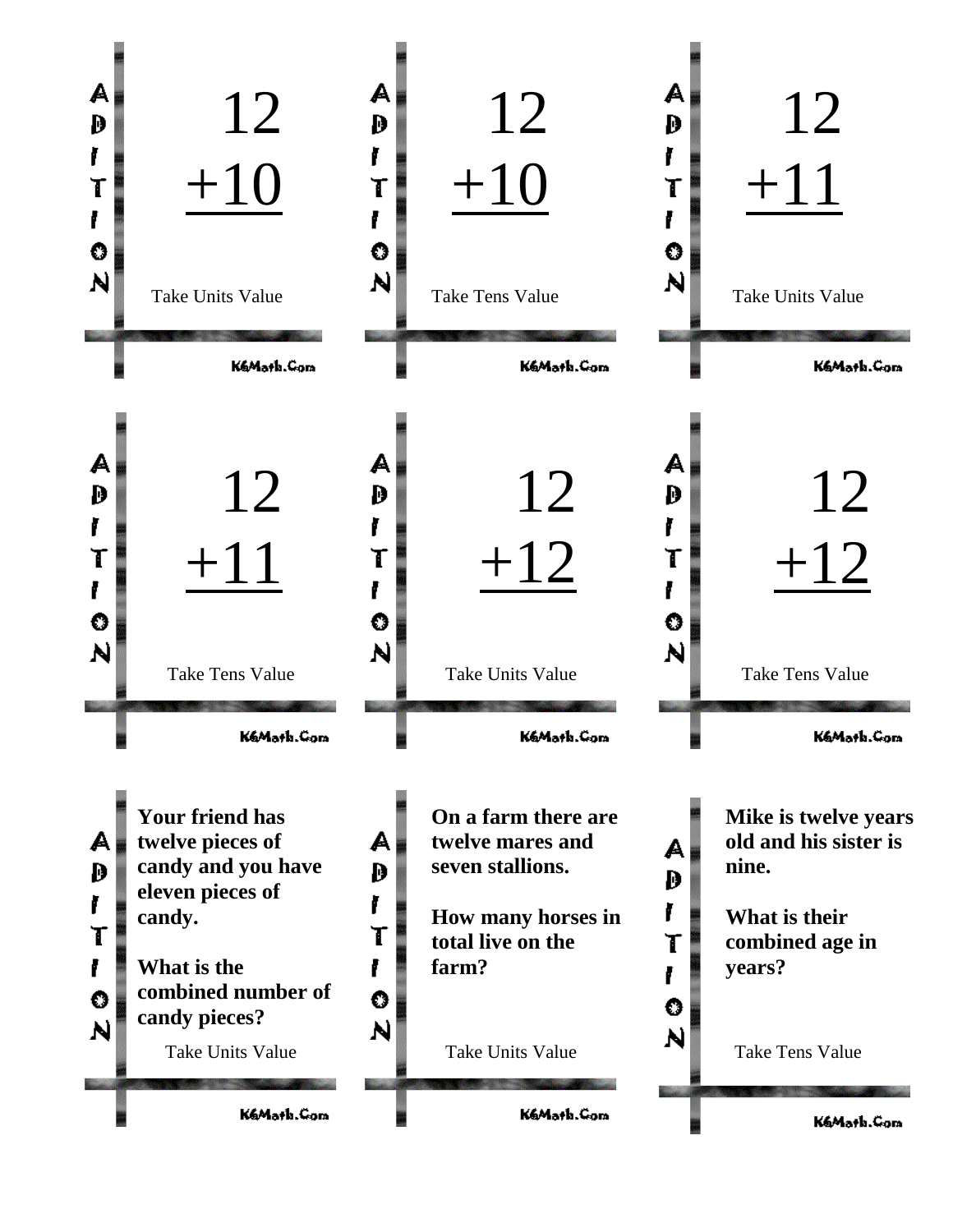ADDITION

$$\begin{array}{r} 12 \\ +10 \\ \hline \end{array}$$

Take Units Value

K6Math.Com

---

ADDITION

$$\begin{array}{r} 12 \\ +10 \\ \hline \end{array}$$

Take Tens Value

K6Math.Com

---

ADDITION

$$\begin{array}{r} 12 \\ +11 \\ \hline \end{array}$$

Take Units Value

K6Math.Com

---

ADDITION

$$\begin{array}{r} 12 \\ +11 \\ \hline \end{array}$$

Take Tens Value

K6Math.Com

---

ADDITION

$$\begin{array}{r} 12 \\ +12 \\ \hline \end{array}$$

Take Units Value

K6Math.Com

---

ADDITION

$$\begin{array}{r} 12 \\ +12 \\ \hline \end{array}$$

Take Tens Value

K6Math.Com

---

ADDITION

**Your friend has twelve pieces of candy and you have eleven pieces of candy.**

**What is the combined number of candy pieces?**

Take Units Value

K6Math.Com

---

ADDITION

**On a farm there are twelve mares and seven stallions.**

**How many horses in total live on the farm?**

Take Units Value

K6Math.Com

---

ADDITION

**Mike is twelve years old and his sister is nine.**

**What is their combined age in years?**

Take Tens Value

K6Math.Com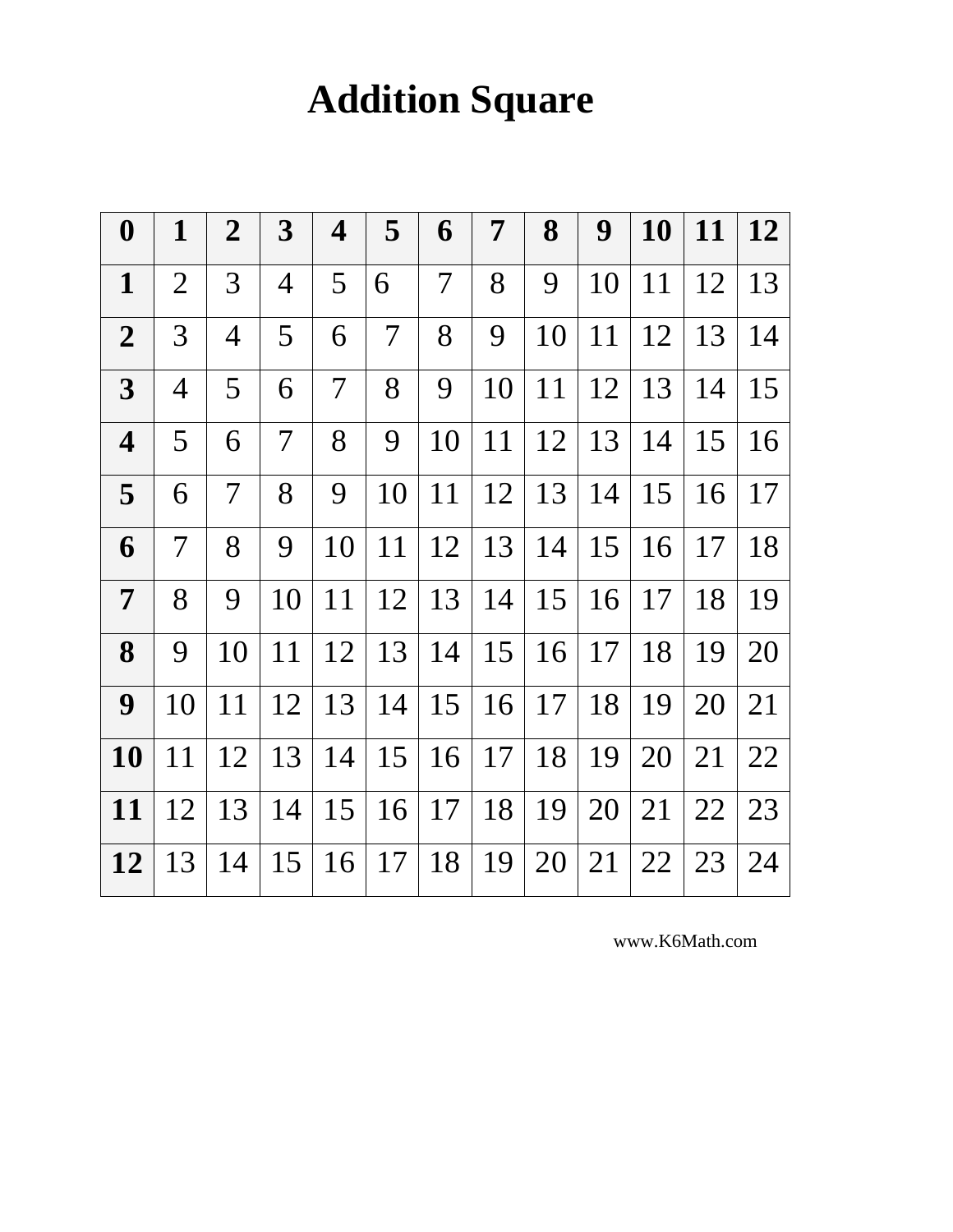# Addition Square

| 0 | 1 | 2 | 3 | 4 | 5 | 6 | 7 | 8 | 9 | 10 | 11 | 12 |
|---|---|---|---|---|---|---|---|---|---|---|---|---|
| 1 | 2 | 3 | 4 | 5 | 6 | 7 | 8 | 9 | 10 | 11 | 12 | 13 |
| 2 | 3 | 4 | 5 | 6 | 7 | 8 | 9 | 10 | 11 | 12 | 13 | 14 |
| 3 | 4 | 5 | 6 | 7 | 8 | 9 | 10 | 11 | 12 | 13 | 14 | 15 |
| 4 | 5 | 6 | 7 | 8 | 9 | 10 | 11 | 12 | 13 | 14 | 15 | 16 |
| 5 | 6 | 7 | 8 | 9 | 10 | 11 | 12 | 13 | 14 | 15 | 16 | 17 |
| 6 | 7 | 8 | 9 | 10 | 11 | 12 | 13 | 14 | 15 | 16 | 17 | 18 |
| 7 | 8 | 9 | 10 | 11 | 12 | 13 | 14 | 15 | 16 | 17 | 18 | 19 |
| 8 | 9 | 10 | 11 | 12 | 13 | 14 | 15 | 16 | 17 | 18 | 19 | 20 |
| 9 | 10 | 11 | 12 | 13 | 14 | 15 | 16 | 17 | 18 | 19 | 20 | 21 |
| 10 | 11 | 12 | 13 | 14 | 15 | 16 | 17 | 18 | 19 | 20 | 21 | 22 |
| 11 | 12 | 13 | 14 | 15 | 16 | 17 | 18 | 19 | 20 | 21 | 22 | 23 |
| 12 | 13 | 14 | 15 | 16 | 17 | 18 | 19 | 20 | 21 | 22 | 23 | 24 |

www.K6Math.com